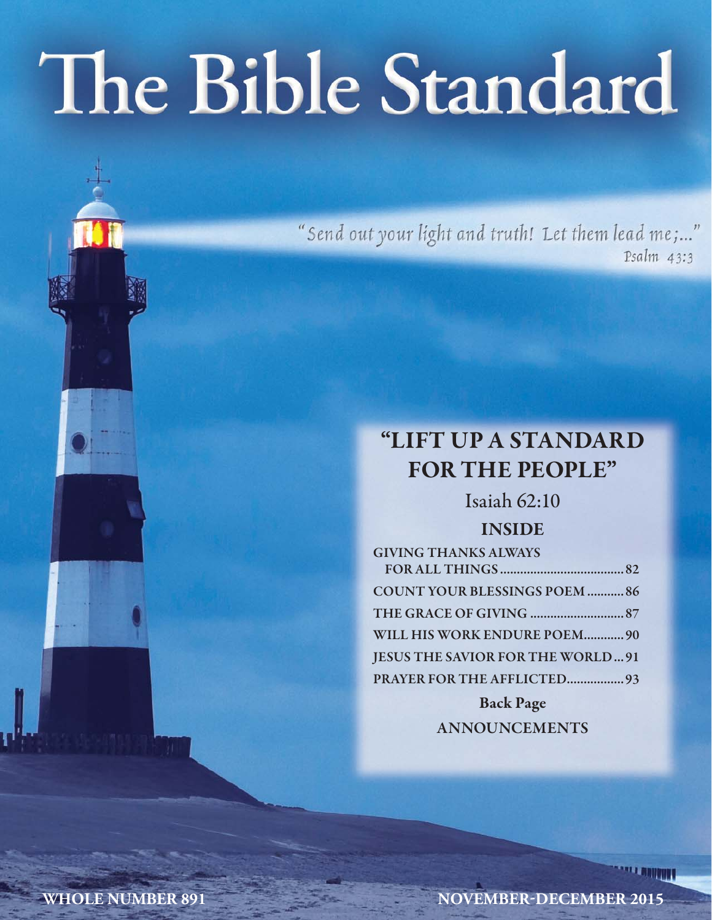# The Bible Standard

"Send out your light and truth! Let them lead me;..."
Psalm 43:3

## "LIFT UP A STANDARD FOR THE PEOPLE"

Isaiah 62:10

### INSIDE

GIVING THANKS ALWAYS FOR ALL THINGS .................................... 82
COUNT YOUR BLESSINGS POEM ........... 86
THE GRACE OF GIVING ............................ 87
WILL HIS WORK ENDURE POEM............ 90
JESUS THE SAVIOR FOR THE WORLD... 91
PRAYER FOR THE AFFLICTED................. 93

**Back Page**

ANNOUNCEMENTS

WHOLE NUMBER 891

NOVEMBER-DECEMBER 2015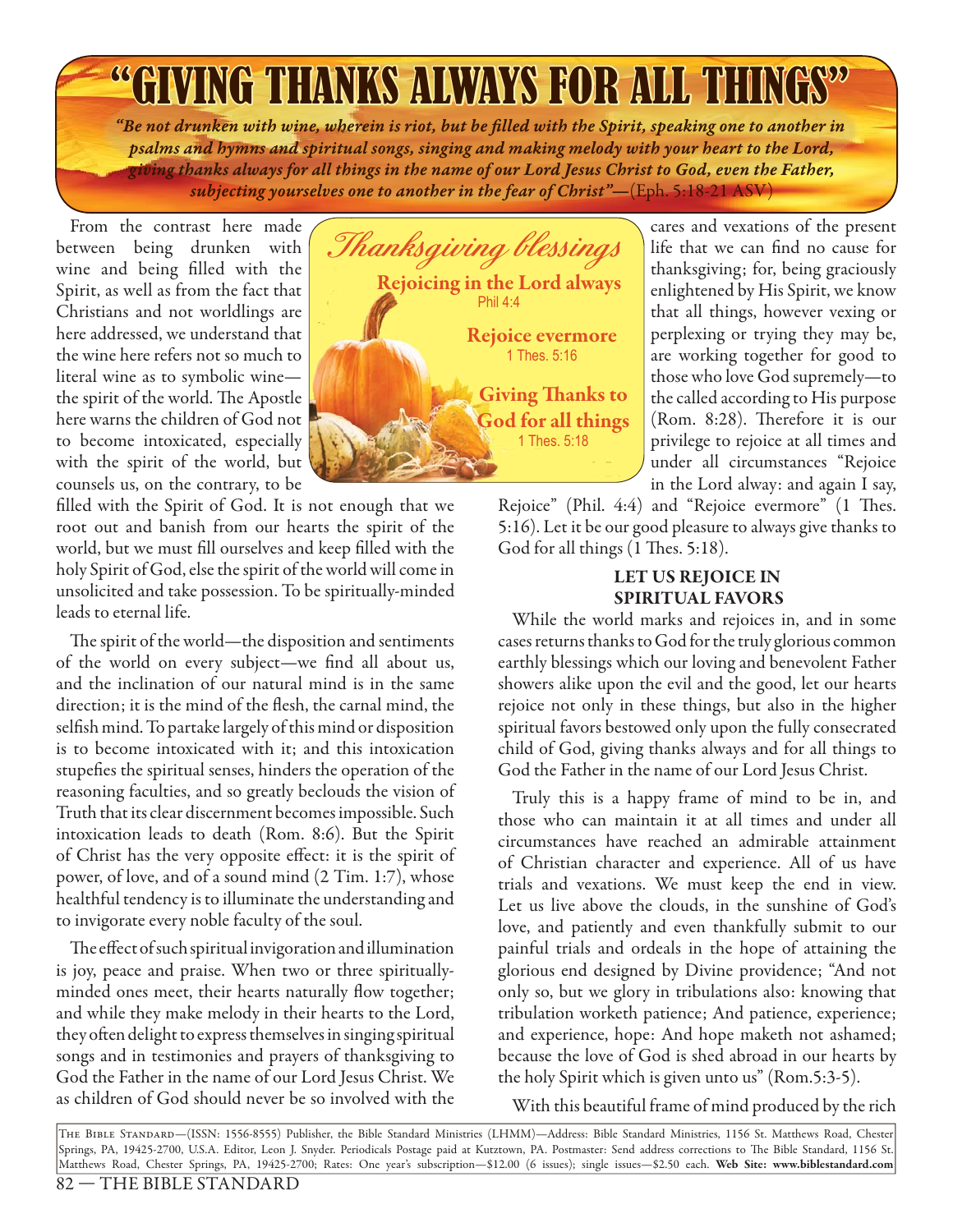# "GIVING THANKS ALWAYS FOR ALL THINGS"

*"Be not drunken with wine, wherein is riot, but be filled with the Spirit, speaking one to another in psalms and hymns and spiritual songs, singing and making melody with your heart to the Lord, giving thanks always for all things in the name of our Lord Jesus Christ to God, even the Father, subjecting yourselves one to another in the fear of Christ"*—(Eph. 5:18-21 ASV)

From the contrast here made between being drunken with wine and being filled with the Spirit, as well as from the fact that Christians and not worldlings are here addressed, we understand that the wine here refers not so much to literal wine as to symbolic wine—the spirit of the world. The Apostle here warns the children of God not to become intoxicated, especially with the spirit of the world, but counsels us, on the contrary, to be filled with the Spirit of God. It is not enough that we root out and banish from our hearts the spirit of the world, but we must fill ourselves and keep filled with the holy Spirit of God, else the spirit of the world will come in unsolicited and take possession. To be spiritually-minded leads to eternal life.

*Thanksgiving blessings*

**Rejoicing in the Lord always**
Phil 4:4

**Rejoice evermore**
1 Thes. 5:16

**Giving Thanks to God for all things**
1 Thes. 5:18

The spirit of the world—the disposition and sentiments of the world on every subject—we find all about us, and the inclination of our natural mind is in the same direction; it is the mind of the flesh, the carnal mind, the selfish mind. To partake largely of this mind or disposition is to become intoxicated with it; and this intoxication stupefies the spiritual senses, hinders the operation of the reasoning faculties, and so greatly beclouds the vision of Truth that its clear discernment becomes impossible. Such intoxication leads to death (Rom. 8:6). But the Spirit of Christ has the very opposite effect: it is the spirit of power, of love, and of a sound mind (2 Tim. 1:7), whose healthful tendency is to illuminate the understanding and to invigorate every noble faculty of the soul.

The effect of such spiritual invigoration and illumination is joy, peace and praise. When two or three spiritually-minded ones meet, their hearts naturally flow together; and while they make melody in their hearts to the Lord, they often delight to express themselves in singing spiritual songs and in testimonies and prayers of thanksgiving to God the Father in the name of our Lord Jesus Christ. We as children of God should never be so involved with the cares and vexations of the present life that we can find no cause for thanksgiving; for, being graciously enlightened by His Spirit, we know that all things, however vexing or perplexing or trying they may be, are working together for good to those who love God supremely—to the called according to His purpose (Rom. 8:28). Therefore it is our privilege to rejoice at all times and under all circumstances "Rejoice in the Lord alway: and again I say, Rejoice" (Phil. 4:4) and "Rejoice evermore" (1 Thes. 5:16). Let it be our good pleasure to always give thanks to God for all things (1 Thes. 5:18).

## LET US REJOICE IN SPIRITUAL FAVORS

While the world marks and rejoices in, and in some cases returns thanks to God for the truly glorious common earthly blessings which our loving and benevolent Father showers alike upon the evil and the good, let our hearts rejoice not only in these things, but also in the higher spiritual favors bestowed only upon the fully consecrated child of God, giving thanks always and for all things to God the Father in the name of our Lord Jesus Christ.

Truly this is a happy frame of mind to be in, and those who can maintain it at all times and under all circumstances have reached an admirable attainment of Christian character and experience. All of us have trials and vexations. We must keep the end in view. Let us live above the clouds, in the sunshine of God's love, and patiently and even thankfully submit to our painful trials and ordeals in the hope of attaining the glorious end designed by Divine providence; "And not only so, but we glory in tribulations also: knowing that tribulation worketh patience; And patience, experience; and experience, hope: And hope maketh not ashamed; because the love of God is shed abroad in our hearts by the holy Spirit which is given unto us" (Rom.5:3-5).

With this beautiful frame of mind produced by the rich

THE BIBLE STANDARD—(ISSN: 1556-8555) Publisher, the Bible Standard Ministries (LHMM)—Address: Bible Standard Ministries, 1156 St. Matthews Road, Chester Springs, PA, 19425-2700, U.S.A. Editor, Leon J. Snyder. Periodicals Postage paid at Kutztown, PA. Postmaster: Send address corrections to The Bible Standard, 1156 St. Matthews Road, Chester Springs, PA, 19425-2700; Rates: One year's subscription—$12.00 (6 issues); single issues—$2.50 each. **Web Site: www.biblestandard.com**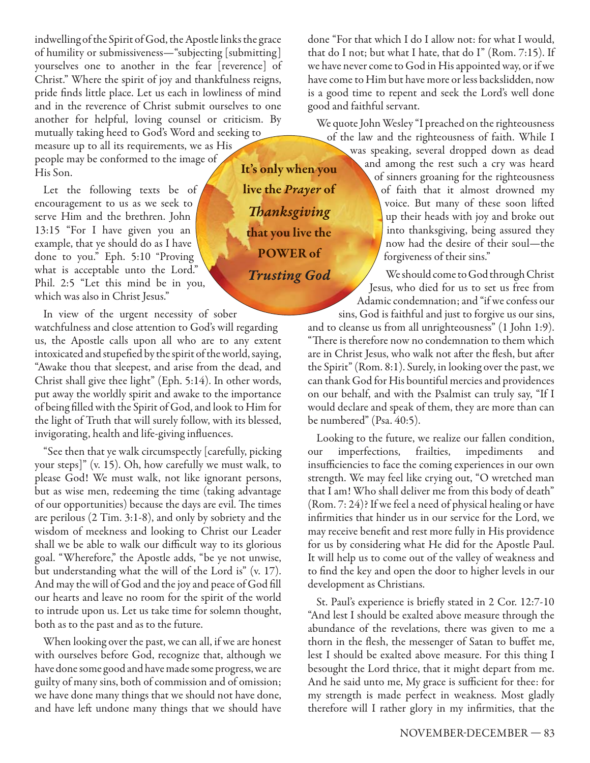indwelling of the Spirit of God, the Apostle links the grace of humility or submissiveness—"subjecting [submitting] yourselves one to another in the fear [reverence] of Christ." Where the spirit of joy and thankfulness reigns, pride finds little place. Let us each in lowliness of mind and in the reverence of Christ submit ourselves to one another for helpful, loving counsel or criticism. By mutually taking heed to God's Word and seeking to measure up to all its requirements, we as His people may be conformed to the image of His Son.

Let the following texts be of encouragement to us as we seek to serve Him and the brethren. John 13:15 "For I have given you an example, that ye should do as I have done to you." Eph. 5:10 "Proving what is acceptable unto the Lord." Phil. 2:5 "Let this mind be in you, which was also in Christ Jesus."

**It's only when you live the *Prayer* of *Thanksgiving* that you live the POWER of *Trusting God***

In view of the urgent necessity of sober watchfulness and close attention to God's will regarding us, the Apostle calls upon all who are to any extent intoxicated and stupefied by the spirit of the world, saying, "Awake thou that sleepest, and arise from the dead, and Christ shall give thee light" (Eph. 5:14). In other words, put away the worldly spirit and awake to the importance of being filled with the Spirit of God, and look to Him for the light of Truth that will surely follow, with its blessed, invigorating, health and life-giving influences.

"See then that ye walk circumspectly [carefully, picking your steps]" (v. 15). Oh, how carefully we must walk, to please God! We must walk, not like ignorant persons, but as wise men, redeeming the time (taking advantage of our opportunities) because the days are evil. The times are perilous (2 Tim. 3:1-8), and only by sobriety and the wisdom of meekness and looking to Christ our Leader shall we be able to walk our difficult way to its glorious goal. "Wherefore," the Apostle adds, "be ye not unwise, but understanding what the will of the Lord is" (v. 17). And may the will of God and the joy and peace of God fill our hearts and leave no room for the spirit of the world to intrude upon us. Let us take time for solemn thought, both as to the past and as to the future.

When looking over the past, we can all, if we are honest with ourselves before God, recognize that, although we have done some good and have made some progress, we are guilty of many sins, both of commission and of omission; we have done many things that we should not have done, and have left undone many things that we should have done "For that which I do I allow not: for what I would, that do I not; but what I hate, that do I" (Rom. 7:15). If we have never come to God in His appointed way, or if we have come to Him but have more or less backslidden, now is a good time to repent and seek the Lord's well done good and faithful servant.

We quote John Wesley "I preached on the righteousness of the law and the righteousness of faith. While I was speaking, several dropped down as dead and among the rest such a cry was heard of sinners groaning for the righteousness of faith that it almost drowned my voice. But many of these soon lifted up their heads with joy and broke out into thanksgiving, being assured they now had the desire of their soul—the forgiveness of their sins."

We should come to God through Christ Jesus, who died for us to set us free from Adamic condemnation; and "if we confess our sins, God is faithful and just to forgive us our sins, and to cleanse us from all unrighteousness" (1 John 1:9). "There is therefore now no condemnation to them which are in Christ Jesus, who walk not after the flesh, but after the Spirit" (Rom. 8:1). Surely, in looking over the past, we can thank God for His bountiful mercies and providences on our behalf, and with the Psalmist can truly say, "If I would declare and speak of them, they are more than can be numbered" (Psa. 40:5).

Looking to the future, we realize our fallen condition, our imperfections, frailties, impediments and insufficiencies to face the coming experiences in our own strength. We may feel like crying out, "O wretched man that I am! Who shall deliver me from this body of death" (Rom. 7: 24)? If we feel a need of physical healing or have infirmities that hinder us in our service for the Lord, we may receive benefit and rest more fully in His providence for us by considering what He did for the Apostle Paul. It will help us to come out of the valley of weakness and to find the key and open the door to higher levels in our development as Christians.

St. Paul's experience is briefly stated in 2 Cor. 12:7-10 "And lest I should be exalted above measure through the abundance of the revelations, there was given to me a thorn in the flesh, the messenger of Satan to buffet me, lest I should be exalted above measure. For this thing I besought the Lord thrice, that it might depart from me. And he said unto me, My grace is sufficient for thee: for my strength is made perfect in weakness. Most gladly therefore will I rather glory in my infirmities, that the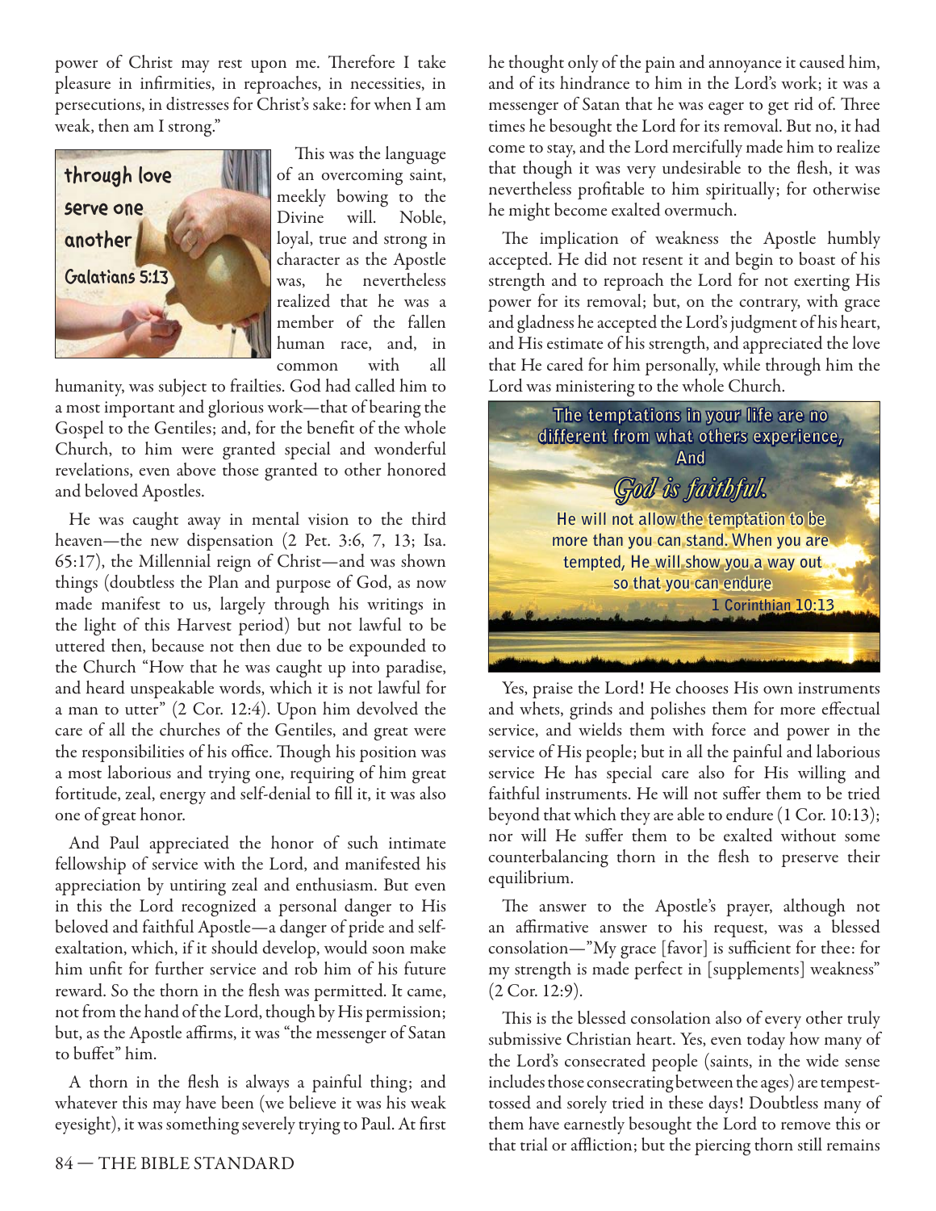power of Christ may rest upon me. Therefore I take pleasure in infirmities, in reproaches, in necessities, in persecutions, in distresses for Christ's sake: for when I am weak, then am I strong."

through love serve one another Galatians 5:13

This was the language of an overcoming saint, meekly bowing to the Divine will. Noble, loyal, true and strong in character as the Apostle was, he nevertheless realized that he was a member of the fallen human race, and, in common with all humanity, was subject to frailties. God had called him to a most important and glorious work—that of bearing the Gospel to the Gentiles; and, for the benefit of the whole Church, to him were granted special and wonderful revelations, even above those granted to other honored and beloved Apostles.

He was caught away in mental vision to the third heaven—the new dispensation (2 Pet. 3:6, 7, 13; Isa. 65:17), the Millennial reign of Christ—and was shown things (doubtless the Plan and purpose of God, as now made manifest to us, largely through his writings in the light of this Harvest period) but not lawful to be uttered then, because not then due to be expounded to the Church "How that he was caught up into paradise, and heard unspeakable words, which it is not lawful for a man to utter" (2 Cor. 12:4). Upon him devolved the care of all the churches of the Gentiles, and great were the responsibilities of his office. Though his position was a most laborious and trying one, requiring of him great fortitude, zeal, energy and self-denial to fill it, it was also one of great honor.

And Paul appreciated the honor of such intimate fellowship of service with the Lord, and manifested his appreciation by untiring zeal and enthusiasm. But even in this the Lord recognized a personal danger to His beloved and faithful Apostle—a danger of pride and self-exaltation, which, if it should develop, would soon make him unfit for further service and rob him of his future reward. So the thorn in the flesh was permitted. It came, not from the hand of the Lord, though by His permission; but, as the Apostle affirms, it was "the messenger of Satan to buffet" him.

A thorn in the flesh is always a painful thing; and whatever this may have been (we believe it was his weak eyesight), it was something severely trying to Paul. At first he thought only of the pain and annoyance it caused him, and of its hindrance to him in the Lord's work; it was a messenger of Satan that he was eager to get rid of. Three times he besought the Lord for its removal. But no, it had come to stay, and the Lord mercifully made him to realize that though it was very undesirable to the flesh, it was nevertheless profitable to him spiritually; for otherwise he might become exalted overmuch.

The implication of weakness the Apostle humbly accepted. He did not resent it and begin to boast of his strength and to reproach the Lord for not exerting His power for its removal; but, on the contrary, with grace and gladness he accepted the Lord's judgment of his heart, and His estimate of his strength, and appreciated the love that He cared for him personally, while through him the Lord was ministering to the whole Church.

The temptations in your life are no different from what others experience, And *God is faithful.* He will not allow the temptation to be more than you can stand. When you are tempted, He will show you a way out so that you can endure 1 Corinthian 10:13

Yes, praise the Lord! He chooses His own instruments and whets, grinds and polishes them for more effectual service, and wields them with force and power in the service of His people; but in all the painful and laborious service He has special care also for His willing and faithful instruments. He will not suffer them to be tried beyond that which they are able to endure (1 Cor. 10:13); nor will He suffer them to be exalted without some counterbalancing thorn in the flesh to preserve their equilibrium.

The answer to the Apostle's prayer, although not an affirmative answer to his request, was a blessed consolation—"My grace [favor] is sufficient for thee: for my strength is made perfect in [supplements] weakness" (2 Cor. 12:9).

This is the blessed consolation also of every other truly submissive Christian heart. Yes, even today how many of the Lord's consecrated people (saints, in the wide sense includes those consecrating between the ages) are tempest-tossed and sorely tried in these days! Doubtless many of them have earnestly besought the Lord to remove this or that trial or affliction; but the piercing thorn still remains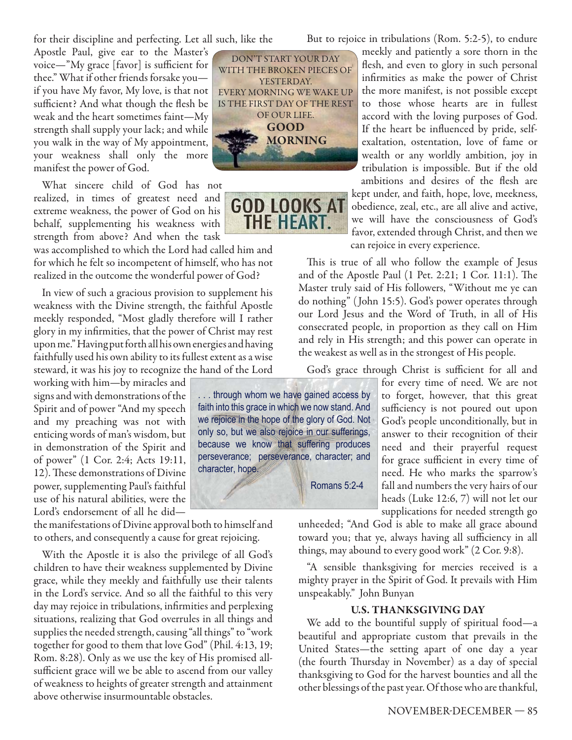for their discipline and perfecting. Let all such, like the Apostle Paul, give ear to the Master's voice—"My grace [favor] is sufficient for thee." What if other friends forsake you—if you have My favor, My love, is that not sufficient? And what though the flesh be weak and the heart sometimes faint—My strength shall supply your lack; and while you walk in the way of My appointment, your weakness shall only the more manifest the power of God.

DON'T START YOUR DAY WITH THE BROKEN PIECES OF YESTERDAY.
EVERY MORNING WE WAKE UP IS THE FIRST DAY OF THE REST OF OUR LIFE.
**GOOD MORNING**

What sincere child of God has not realized, in times of greatest need and extreme weakness, the power of God on his behalf, supplementing his weakness with strength from above? And when the task was accomplished to which the Lord had called him and for which he felt so incompetent of himself, who has not realized in the outcome the wonderful power of God?

**GOD LOOKS AT THE HEART.**

In view of such a gracious provision to supplement his weakness with the Divine strength, the faithful Apostle meekly responded, "Most gladly therefore will I rather glory in my infirmities, that the power of Christ may rest upon me." Having put forth all his own energies and having faithfully used his own ability to its fullest extent as a wise steward, it was his joy to recognize the hand of the Lord working with him—by miracles and signs and with demonstrations of the Spirit and of power "And my speech and my preaching was not with enticing words of man's wisdom, but in demonstration of the Spirit and of power" (1 Cor. 2:4; Acts 19:11, 12). These demonstrations of Divine power, supplementing Paul's faithful use of his natural abilities, were the Lord's endorsement of all he did—the manifestations of Divine approval both to himself and to others, and consequently a cause for great rejoicing.

. . . through whom we have gained access by faith into this grace in which we now stand. And we rejoice in the hope of the glory of God. Not only so, but we also rejoice in our sufferings, because we know that suffering produces perseverance; perseverance, character; and character, hope.

Romans 5:2-4

With the Apostle it is also the privilege of all God's children to have their weakness supplemented by Divine grace, while they meekly and faithfully use their talents in the Lord's service. And so all the faithful to this very day may rejoice in tribulations, infirmities and perplexing situations, realizing that God overrules in all things and supplies the needed strength, causing "all things" to "work together for good to them that love God" (Phil. 4:13, 19; Rom. 8:28). Only as we use the key of His promised all-sufficient grace will we be able to ascend from our valley of weakness to heights of greater strength and attainment above otherwise insurmountable obstacles.

But to rejoice in tribulations (Rom. 5:2-5), to endure meekly and patiently a sore thorn in the flesh, and even to glory in such personal infirmities as make the power of Christ the more manifest, is not possible except to those whose hearts are in fullest accord with the loving purposes of God. If the heart be influenced by pride, self-exaltation, ostentation, love of fame or wealth or any worldly ambition, joy in tribulation is impossible. But if the old ambitions and desires of the flesh are kept under, and faith, hope, love, meekness, obedience, zeal, etc., are all alive and active, we will have the consciousness of God's favor, extended through Christ, and then we can rejoice in every experience.

This is true of all who follow the example of Jesus and of the Apostle Paul (1 Pet. 2:21; 1 Cor. 11:1). The Master truly said of His followers, "Without me ye can do nothing" (John 15:5). God's power operates through our Lord Jesus and the Word of Truth, in all of His consecrated people, in proportion as they call on Him and rely in His strength; and this power can operate in the weakest as well as in the strongest of His people.

God's grace through Christ is sufficient for all and for every time of need. We are not to forget, however, that this great sufficiency is not poured out upon God's people unconditionally, but in answer to their recognition of their need and their prayerful request for grace sufficient in every time of need. He who marks the sparrow's fall and numbers the very hairs of our heads (Luke 12:6, 7) will not let our supplications for needed strength go unheeded; "And God is able to make all grace abound toward you; that ye, always having all sufficiency in all things, may abound to every good work" (2 Cor. 9:8).

"A sensible thanksgiving for mercies received is a mighty prayer in the Spirit of God. It prevails with Him unspeakably." John Bunyan

### U.S. THANKSGIVING DAY

We add to the bountiful supply of spiritual food—a beautiful and appropriate custom that prevails in the United States—the setting apart of one day a year (the fourth Thursday in November) as a day of special thanksgiving to God for the harvest bounties and all the other blessings of the past year. Of those who are thankful,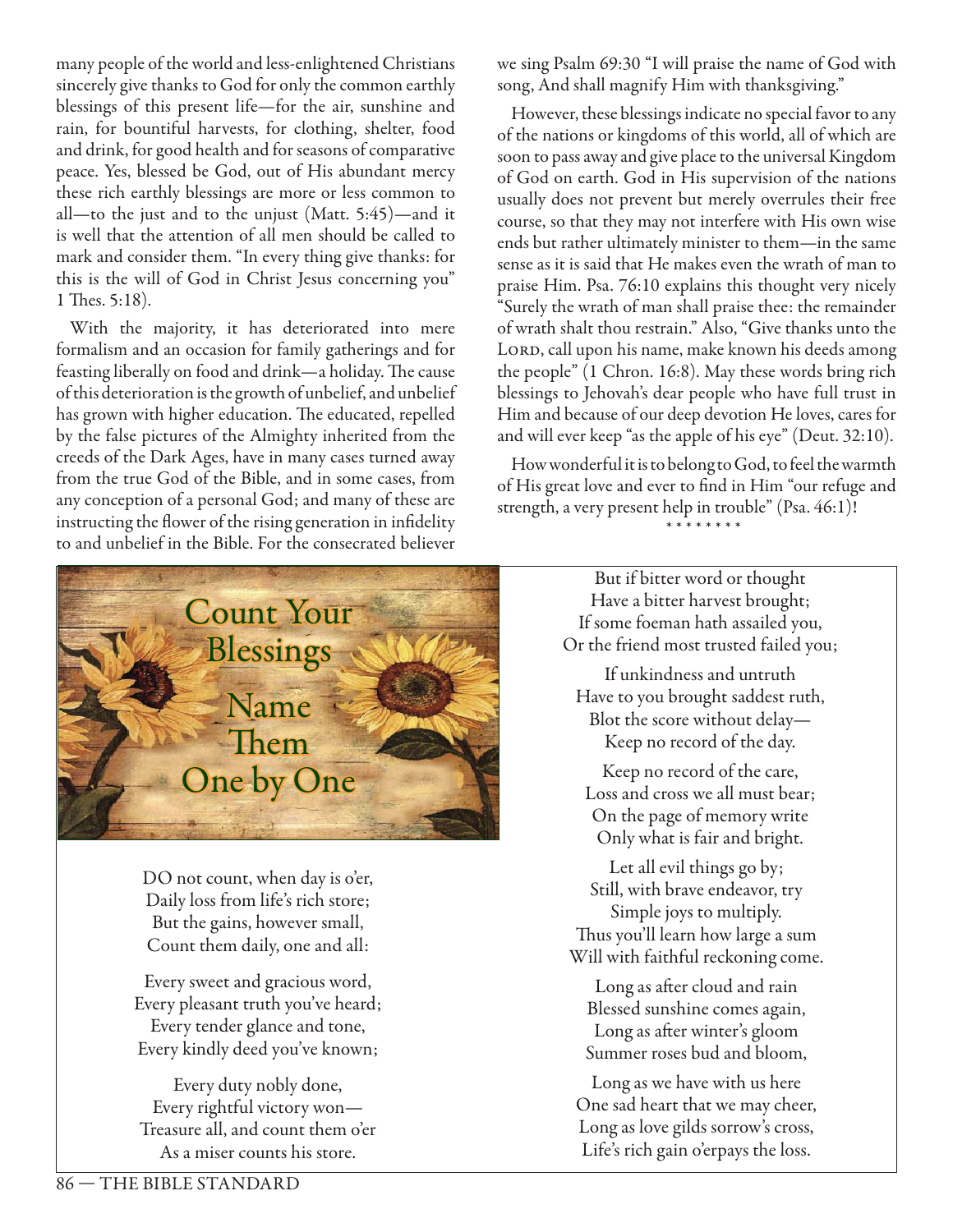many people of the world and less-enlightened Christians sincerely give thanks to God for only the common earthly blessings of this present life—for the air, sunshine and rain, for bountiful harvests, for clothing, shelter, food and drink, for good health and for seasons of comparative peace. Yes, blessed be God, out of His abundant mercy these rich earthly blessings are more or less common to all—to the just and to the unjust (Matt. 5:45)—and it is well that the attention of all men should be called to mark and consider them. "In every thing give thanks: for this is the will of God in Christ Jesus concerning you" 1 Thes. 5:18).

With the majority, it has deteriorated into mere formalism and an occasion for family gatherings and for feasting liberally on food and drink—a holiday. The cause of this deterioration is the growth of unbelief, and unbelief has grown with higher education. The educated, repelled by the false pictures of the Almighty inherited from the creeds of the Dark Ages, have in many cases turned away from the true God of the Bible, and in some cases, from any conception of a personal God; and many of these are instructing the flower of the rising generation in infidelity to and unbelief in the Bible. For the consecrated believer we sing Psalm 69:30 "I will praise the name of God with song, And shall magnify Him with thanksgiving."

However, these blessings indicate no special favor to any of the nations or kingdoms of this world, all of which are soon to pass away and give place to the universal Kingdom of God on earth. God in His supervision of the nations usually does not prevent but merely overrules their free course, so that they may not interfere with His own wise ends but rather ultimately minister to them—in the same sense as it is said that He makes even the wrath of man to praise Him. Psa. 76:10 explains this thought very nicely "Surely the wrath of man shall praise thee: the remainder of wrath shalt thou restrain." Also, "Give thanks unto the Lord, call upon his name, make known his deeds among the people" (1 Chron. 16:8). May these words bring rich blessings to Jehovah's dear people who have full trust in Him and because of our deep devotion He loves, cares for and will ever keep "as the apple of his eye" (Deut. 32:10).

How wonderful it is to belong to God, to feel the warmth of His great love and ever to find in Him "our refuge and strength, a very present help in trouble" (Psa. 46:1)!

\* \* \* \* \* \* \* \*

## Count Your Blessings Name Them One by One

DO not count, when day is o'er,  
Daily loss from life's rich store;  
But the gains, however small,  
Count them daily, one and all:

Every sweet and gracious word,  
Every pleasant truth you've heard;  
Every tender glance and tone,  
Every kindly deed you've known;

Every duty nobly done,  
Every rightful victory won—  
Treasure all, and count them o'er  
As a miser counts his store.

But if bitter word or thought  
Have a bitter harvest brought;  
If some foeman hath assailed you,  
Or the friend most trusted failed you;

If unkindness and untruth  
Have to you brought saddest ruth,  
Blot the score without delay—  
Keep no record of the day.

Keep no record of the care,  
Loss and cross we all must bear;  
On the page of memory write  
Only what is fair and bright.

Let all evil things go by;  
Still, with brave endeavor, try  
Simple joys to multiply.  
Thus you'll learn how large a sum  
Will with faithful reckoning come.

Long as after cloud and rain  
Blessed sunshine comes again,  
Long as after winter's gloom  
Summer roses bud and bloom,

Long as we have with us here  
One sad heart that we may cheer,  
Long as love gilds sorrow's cross,  
Life's rich gain o'erpays the loss.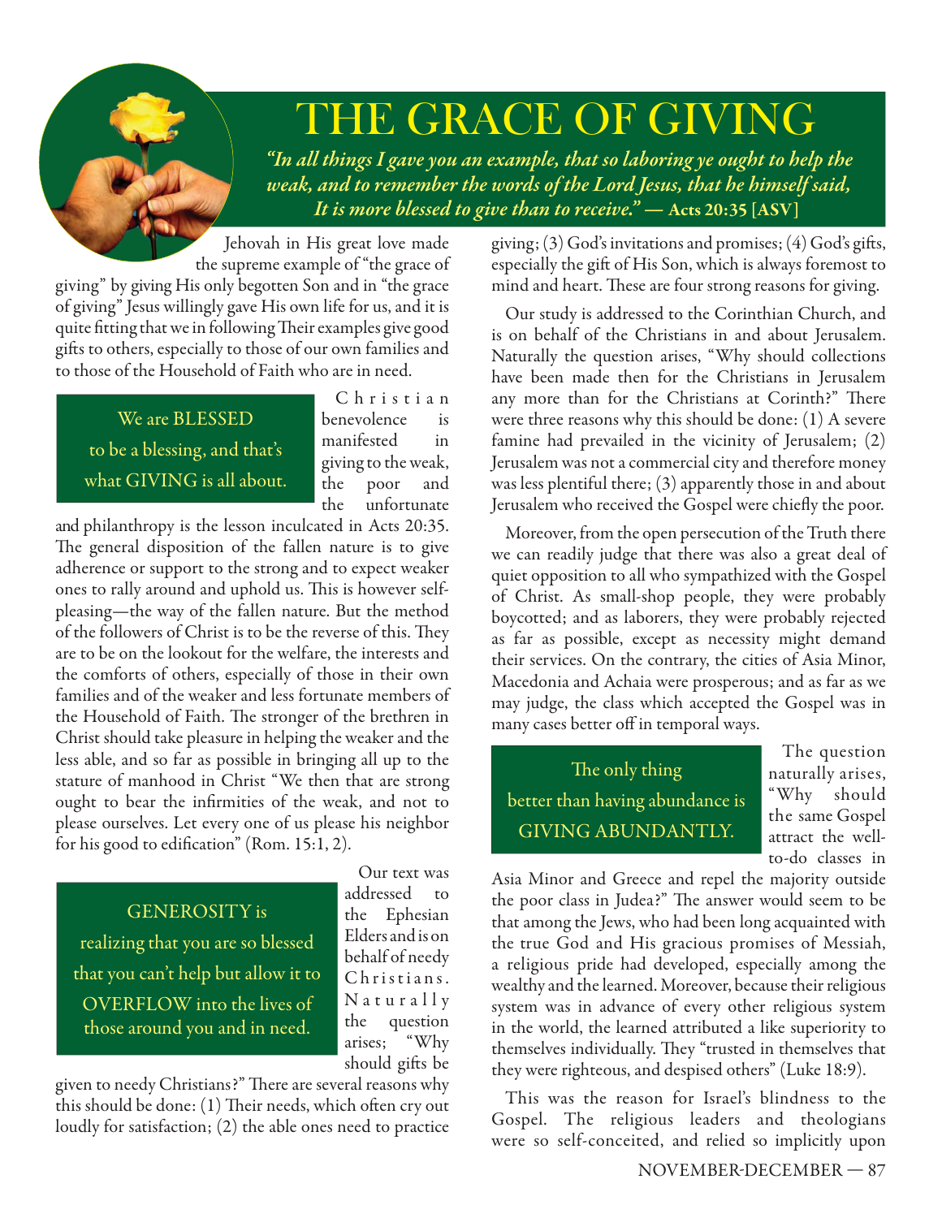# THE GRACE OF GIVING

***"In all things I gave you an example, that so laboring ye ought to help the weak, and to remember the words of the Lord Jesus, that he himself said, It is more blessed to give than to receive."* — Acts 20:35 [ASV]**

Jehovah in His great love made the supreme example of "the grace of giving" by giving His only begotten Son and in "the grace of giving" Jesus willingly gave His own life for us, and it is quite fitting that we in following Their examples give good gifts to others, especially to those of our own families and to those of the Household of Faith who are in need.

> We are BLESSED to be a blessing, and that's what GIVING is all about.

Christian benevolence is manifested in giving to the weak, the poor and the unfortunate and philanthropy is the lesson inculcated in Acts 20:35. The general disposition of the fallen nature is to give adherence or support to the strong and to expect weaker ones to rally around and uphold us. This is however self-pleasing—the way of the fallen nature. But the method of the followers of Christ is to be the reverse of this. They are to be on the lookout for the welfare, the interests and the comforts of others, especially of those in their own families and of the weaker and less fortunate members of the Household of Faith. The stronger of the brethren in Christ should take pleasure in helping the weaker and the less able, and so far as possible in bringing all up to the stature of manhood in Christ "We then that are strong ought to bear the infirmities of the weak, and not to please ourselves. Let every one of us please his neighbor for his good to edification" (Rom. 15:1, 2).

> GENEROSITY is realizing that you are so blessed that you can't help but allow it to OVERFLOW into the lives of those around you and in need.

Our text was addressed to the Ephesian Elders and is on behalf of needy Christians. Naturally the question arises; "Why should gifts be given to needy Christians?" There are several reasons why this should be done: (1) Their needs, which often cry out loudly for satisfaction; (2) the able ones need to practice giving; (3) God's invitations and promises; (4) God's gifts, especially the gift of His Son, which is always foremost to mind and heart. These are four strong reasons for giving.

Our study is addressed to the Corinthian Church, and is on behalf of the Christians in and about Jerusalem. Naturally the question arises, "Why should collections have been made then for the Christians in Jerusalem any more than for the Christians at Corinth?" There were three reasons why this should be done: (1) A severe famine had prevailed in the vicinity of Jerusalem; (2) Jerusalem was not a commercial city and therefore money was less plentiful there; (3) apparently those in and about Jerusalem who received the Gospel were chiefly the poor.

Moreover, from the open persecution of the Truth there we can readily judge that there was also a great deal of quiet opposition to all who sympathized with the Gospel of Christ. As small-shop people, they were probably boycotted; and as laborers, they were probably rejected as far as possible, except as necessity might demand their services. On the contrary, the cities of Asia Minor, Macedonia and Achaia were prosperous; and as far as we may judge, the class which accepted the Gospel was in many cases better off in temporal ways.

> The only thing better than having abundance is GIVING ABUNDANTLY.

The question naturally arises, "Why should the same Gospel attract the well-to-do classes in Asia Minor and Greece and repel the majority outside the poor class in Judea?" The answer would seem to be that among the Jews, who had been long acquainted with the true God and His gracious promises of Messiah, a religious pride had developed, especially among the wealthy and the learned. Moreover, because their religious system was in advance of every other religious system in the world, the learned attributed a like superiority to themselves individually. They "trusted in themselves that they were righteous, and despised others" (Luke 18:9).

This was the reason for Israel's blindness to the Gospel. The religious leaders and theologians were so self-conceited, and relied so implicitly upon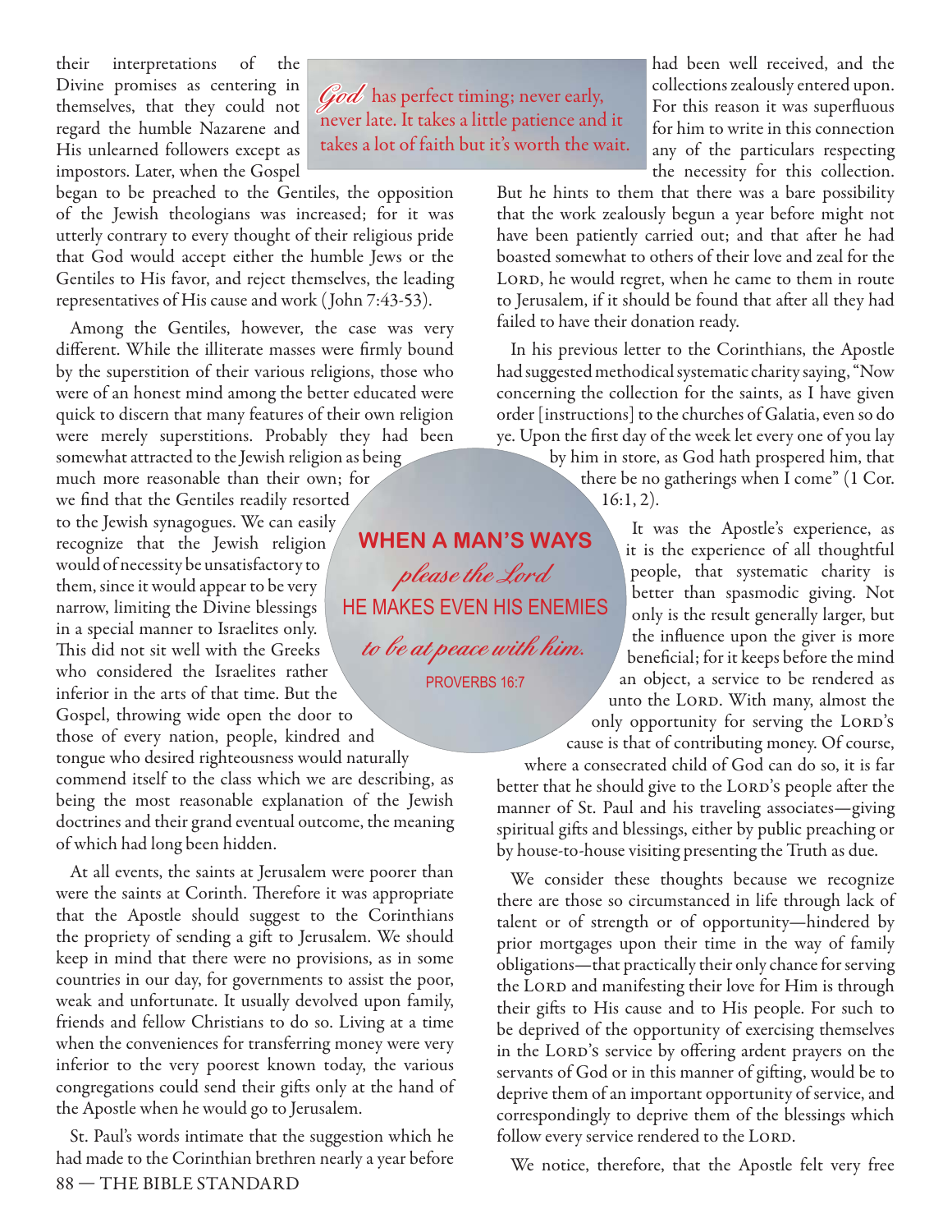their interpretations of the Divine promises as centering in themselves, that they could not regard the humble Nazarene and His unlearned followers except as impostors. Later, when the Gospel began to be preached to the Gentiles, the opposition of the Jewish theologians was increased; for it was utterly contrary to every thought of their religious pride that God would accept either the humble Jews or the Gentiles to His favor, and reject themselves, the leading representatives of His cause and work (John 7:43-53).

> *God* has perfect timing; never early, never late. It takes a little patience and it takes a lot of faith but it's worth the wait.

Among the Gentiles, however, the case was very different. While the illiterate masses were firmly bound by the superstition of their various religions, those who were of an honest mind among the better educated were quick to discern that many features of their own religion were merely superstitions. Probably they had been somewhat attracted to the Jewish religion as being much more reasonable than their own; for we find that the Gentiles readily resorted to the Jewish synagogues. We can easily recognize that the Jewish religion would of necessity be unsatisfactory to them, since it would appear to be very narrow, limiting the Divine blessings in a special manner to Israelites only. This did not sit well with the Greeks who considered the Israelites rather inferior in the arts of that time. But the Gospel, throwing wide open the door to those of every nation, people, kindred and tongue who desired righteousness would naturally commend itself to the class which we are describing, as being the most reasonable explanation of the Jewish doctrines and their grand eventual outcome, the meaning of which had long been hidden.

> **WHEN A MAN'S WAYS** *please the Lord* HE MAKES EVEN HIS ENEMIES *to be at peace with him.*
>
> PROVERBS 16:7

At all events, the saints at Jerusalem were poorer than were the saints at Corinth. Therefore it was appropriate that the Apostle should suggest to the Corinthians the propriety of sending a gift to Jerusalem. We should keep in mind that there were no provisions, as in some countries in our day, for governments to assist the poor, weak and unfortunate. It usually devolved upon family, friends and fellow Christians to do so. Living at a time when the conveniences for transferring money were very inferior to the very poorest known today, the various congregations could send their gifts only at the hand of the Apostle when he would go to Jerusalem.

St. Paul's words intimate that the suggestion which he had made to the Corinthian brethren nearly a year before had been well received, and the collections zealously entered upon. For this reason it was superfluous for him to write in this connection any of the particulars respecting the necessity for this collection. But he hints to them that there was a bare possibility that the work zealously begun a year before might not have been patiently carried out; and that after he had boasted somewhat to others of their love and zeal for the LORD, he would regret, when he came to them in route to Jerusalem, if it should be found that after all they had failed to have their donation ready.

In his previous letter to the Corinthians, the Apostle had suggested methodical systematic charity saying, "Now concerning the collection for the saints, as I have given order [instructions] to the churches of Galatia, even so do ye. Upon the first day of the week let every one of you lay by him in store, as God hath prospered him, that there be no gatherings when I come" (1 Cor. 16:1, 2).

It was the Apostle's experience, as it is the experience of all thoughtful people, that systematic charity is better than spasmodic giving. Not only is the result generally larger, but the influence upon the giver is more beneficial; for it keeps before the mind an object, a service to be rendered as unto the LORD. With many, almost the only opportunity for serving the LORD's cause is that of contributing money. Of course, where a consecrated child of God can do so, it is far better that he should give to the LORD's people after the manner of St. Paul and his traveling associates—giving spiritual gifts and blessings, either by public preaching or by house-to-house visiting presenting the Truth as due.

We consider these thoughts because we recognize there are those so circumstanced in life through lack of talent or of strength or of opportunity—hindered by prior mortgages upon their time in the way of family obligations—that practically their only chance for serving the LORD and manifesting their love for Him is through their gifts to His cause and to His people. For such to be deprived of the opportunity of exercising themselves in the LORD's service by offering ardent prayers on the servants of God or in this manner of gifting, would be to deprive them of an important opportunity of service, and correspondingly to deprive them of the blessings which follow every service rendered to the LORD.

We notice, therefore, that the Apostle felt very free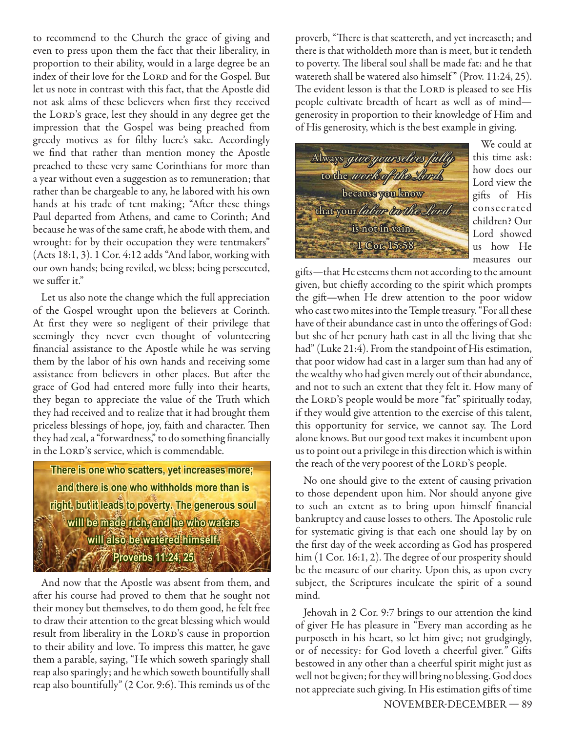to recommend to the Church the grace of giving and even to press upon them the fact that their liberality, in proportion to their ability, would in a large degree be an index of their love for the LORD and for the Gospel. But let us note in contrast with this fact, that the Apostle did not ask alms of these believers when first they received the LORD'S grace, lest they should in any degree get the impression that the Gospel was being preached from greedy motives as for filthy lucre's sake. Accordingly we find that rather than mention money the Apostle preached to these very same Corinthians for more than a year without even a suggestion as to remuneration; that rather than be chargeable to any, he labored with his own hands at his trade of tent making; "After these things Paul departed from Athens, and came to Corinth; And because he was of the same craft, he abode with them, and wrought: for by their occupation they were tentmakers" (Acts 18:1, 3). 1 Cor. 4:12 adds "And labor, working with our own hands; being reviled, we bless; being persecuted, we suffer it."

Let us also note the change which the full appreciation of the Gospel wrought upon the believers at Corinth. At first they were so negligent of their privilege that seemingly they never even thought of volunteering financial assistance to the Apostle while he was serving them by the labor of his own hands and receiving some assistance from believers in other places. But after the grace of God had entered more fully into their hearts, they began to appreciate the value of the Truth which they had received and to realize that it had brought them priceless blessings of hope, joy, faith and character. Then they had zeal, a "forwardness," to do something financially in the LORD'S service, which is commendable.

**There is one who scatters, yet increases more; and there is one who withholds more than is right, but it leads to poverty. The generous soul will be made rich, and he who waters will also be watered himself. Proverbs 11:24, 25**

And now that the Apostle was absent from them, and after his course had proved to them that he sought not their money but themselves, to do them good, he felt free to draw their attention to the great blessing which would result from liberality in the LORD'S cause in proportion to their ability and love. To impress this matter, he gave them a parable, saying, "He which soweth sparingly shall reap also sparingly; and he which soweth bountifully shall reap also bountifully" (2 Cor. 9:6). This reminds us of the proverb, "There is that scattereth, and yet increaseth; and there is that withholdeth more than is meet, but it tendeth to poverty. The liberal soul shall be made fat: and he that watereth shall be watered also himself" (Prov. 11:24, 25). The evident lesson is that the LORD is pleased to see His people cultivate breadth of heart as well as of mind—generosity in proportion to their knowledge of Him and of His generosity, which is the best example in giving.

Always *give yourselves fully* to the *work of the Lord*, because you know that your *labor in the Lord* is not in vain. 1 Cor. 15:58

We could at this time ask: how does our Lord view the gifts of His consecrated children? Our Lord showed us how He measures our gifts—that He esteems them not according to the amount given, but chiefly according to the spirit which prompts the gift—when He drew attention to the poor widow who cast two mites into the Temple treasury. "For all these have of their abundance cast in unto the offerings of God: but she of her penury hath cast in all the living that she had" (Luke 21:4). From the standpoint of His estimation, that poor widow had cast in a larger sum than had any of the wealthy who had given merely out of their abundance, and not to such an extent that they felt it. How many of the LORD'S people would be more "fat" spiritually today, if they would give attention to the exercise of this talent, this opportunity for service, we cannot say. The Lord alone knows. But our good text makes it incumbent upon us to point out a privilege in this direction which is within the reach of the very poorest of the LORD'S people.

No one should give to the extent of causing privation to those dependent upon him. Nor should anyone give to such an extent as to bring upon himself financial bankruptcy and cause losses to others. The Apostolic rule for systematic giving is that each one should lay by on the first day of the week according as God has prospered him (1 Cor. 16:1, 2). The degree of our prosperity should be the measure of our charity. Upon this, as upon every subject, the Scriptures inculcate the spirit of a sound mind.

Jehovah in 2 Cor. 9:7 brings to our attention the kind of giver He has pleasure in "Every man according as he purposeth in his heart, so let him give; not grudgingly, or of necessity: for God loveth a cheerful giver." Gifts bestowed in any other than a cheerful spirit might just as well not be given; for they will bring no blessing. God does not appreciate such giving. In His estimation gifts of time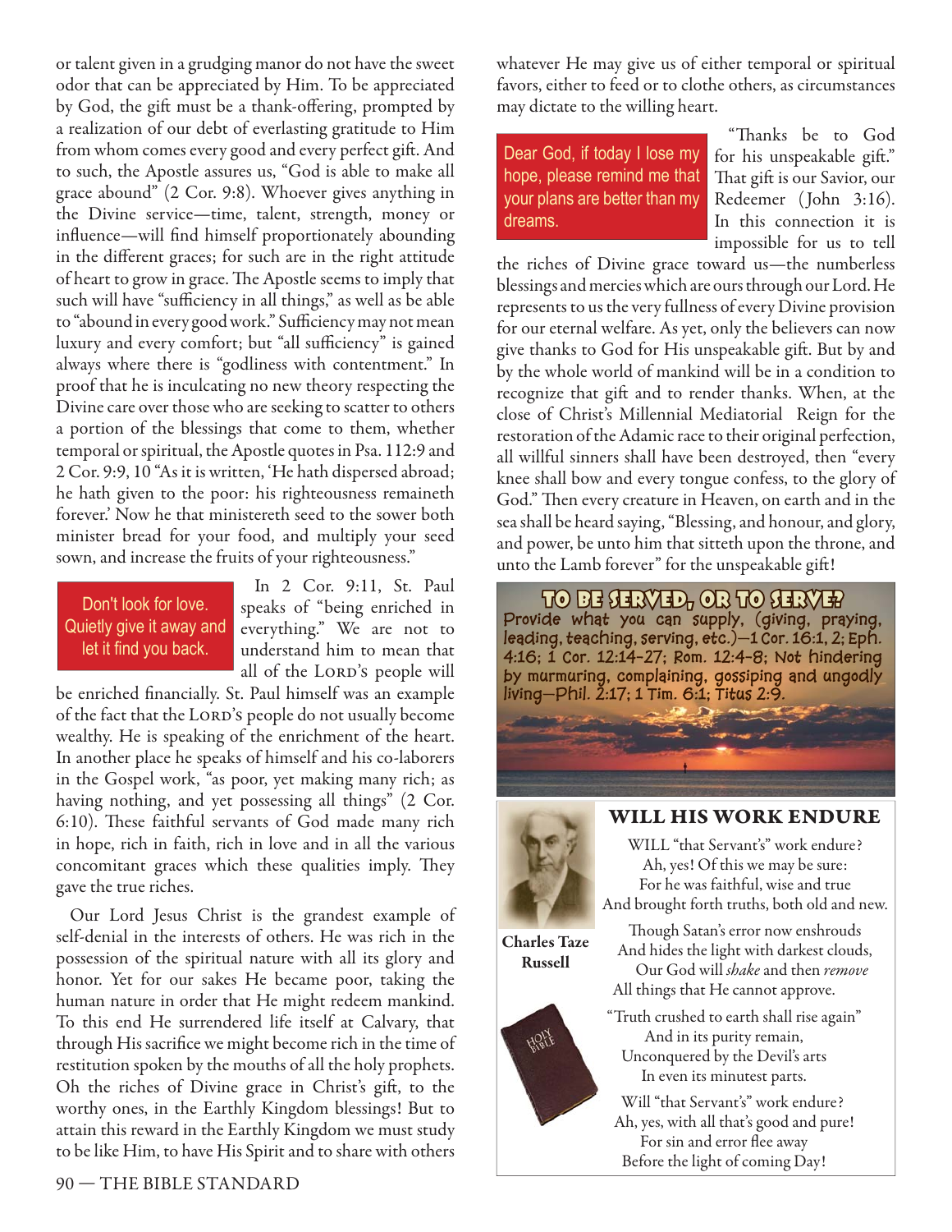or talent given in a grudging manor do not have the sweet odor that can be appreciated by Him. To be appreciated by God, the gift must be a thank-offering, prompted by a realization of our debt of everlasting gratitude to Him from whom comes every good and every perfect gift. And to such, the Apostle assures us, "God is able to make all grace abound" (2 Cor. 9:8). Whoever gives anything in the Divine service—time, talent, strength, money or influence—will find himself proportionately abounding in the different graces; for such are in the right attitude of heart to grow in grace. The Apostle seems to imply that such will have "sufficiency in all things," as well as be able to "abound in every good work." Sufficiency may not mean luxury and every comfort; but "all sufficiency" is gained always where there is "godliness with contentment." In proof that he is inculcating no new theory respecting the Divine care over those who are seeking to scatter to others a portion of the blessings that come to them, whether temporal or spiritual, the Apostle quotes in Psa. 112:9 and 2 Cor. 9:9, 10 "As it is written, 'He hath dispersed abroad; he hath given to the poor: his righteousness remaineth forever.' Now he that ministereth seed to the sower both minister bread for your food, and multiply your seed sown, and increase the fruits of your righteousness."

> Don't look for love. Quietly give it away and let it find you back.

In 2 Cor. 9:11, St. Paul speaks of "being enriched in everything." We are not to understand him to mean that all of the Lord's people will be enriched financially. St. Paul himself was an example of the fact that the Lord's people do not usually become wealthy. He is speaking of the enrichment of the heart. In another place he speaks of himself and his co-laborers in the Gospel work, "as poor, yet making many rich; as having nothing, and yet possessing all things" (2 Cor. 6:10). These faithful servants of God made many rich in hope, rich in faith, rich in love and in all the various concomitant graces which these qualities imply. They gave the true riches.

Our Lord Jesus Christ is the grandest example of self-denial in the interests of others. He was rich in the possession of the spiritual nature with all its glory and honor. Yet for our sakes He became poor, taking the human nature in order that He might redeem mankind. To this end He surrendered life itself at Calvary, that through His sacrifice we might become rich in the time of restitution spoken by the mouths of all the holy prophets. Oh the riches of Divine grace in Christ's gift, to the worthy ones, in the Earthly Kingdom blessings! But to attain this reward in the Earthly Kingdom we must study to be like Him, to have His Spirit and to share with others whatever He may give us of either temporal or spiritual favors, either to feed or to clothe others, as circumstances may dictate to the willing heart.

> Dear God, if today I lose my hope, please remind me that your plans are better than my dreams.

"Thanks be to God for his unspeakable gift." That gift is our Savior, our Redeemer (John 3:16). In this connection it is impossible for us to tell the riches of Divine grace toward us—the numberless blessings and mercies which are ours through our Lord. He represents to us the very fullness of every Divine provision for our eternal welfare. As yet, only the believers can now give thanks to God for His unspeakable gift. But by and by the whole world of mankind will be in a condition to recognize that gift and to render thanks. When, at the close of Christ's Millennial Mediatorial Reign for the restoration of the Adamic race to their original perfection, all willful sinners shall have been destroyed, then "every knee shall bow and every tongue confess, to the glory of God." Then every creature in Heaven, on earth and in the sea shall be heard saying, "Blessing, and honour, and glory, and power, be unto him that sitteth upon the throne, and unto the Lamb forever" for the unspeakable gift!

## TO BE SERVED, OR TO SERVE?

Provide what you can supply, (giving, praying, leading, teaching, serving, etc.)—1 Cor. 16:1, 2; Eph. 4:16; 1 Cor. 12:14-27; Rom. 12:4-8; Not hindering by murmuring, complaining, gossiping and ungodly living—Phil. 2:17; 1 Tim. 6:1; Titus 2:9.

## WILL HIS WORK ENDURE

**Charles Taze Russell**

WILL "that Servant's" work endure?
Ah, yes! Of this we may be sure:
For he was faithful, wise and true
And brought forth truths, both old and new.

Though Satan's error now enshrouds
And hides the light with darkest clouds,
Our God will *shake* and then *remove*
All things that He cannot approve.

"Truth crushed to earth shall rise again"
And in its purity remain,
Unconquered by the Devil's arts
In even its minutest parts.

Will "that Servant's" work endure?
Ah, yes, with all that's good and pure!
For sin and error flee away
Before the light of coming Day!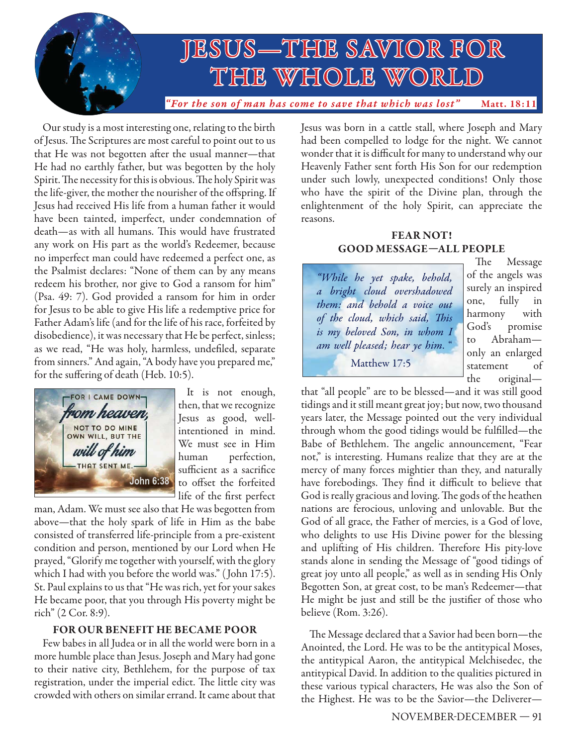# JESUS—THE SAVIOR FOR THE WHOLE WORLD

*"For the son of man has come to save that which was lost"* **Matt. 18:11**

Our study is a most interesting one, relating to the birth of Jesus. The Scriptures are most careful to point out to us that He was not begotten after the usual manner—that He had no earthly father, but was begotten by the holy Spirit. The necessity for this is obvious. The holy Spirit was the life-giver, the mother the nourisher of the offspring. If Jesus had received His life from a human father it would have been tainted, imperfect, under condemnation of death—as with all humans. This would have frustrated any work on His part as the world's Redeemer, because no imperfect man could have redeemed a perfect one, as the Psalmist declares: "None of them can by any means redeem his brother, nor give to God a ransom for him" (Psa. 49: 7). God provided a ransom for him in order for Jesus to be able to give His life a redemptive price for Father Adam's life (and for the life of his race, forfeited by disobedience), it was necessary that He be perfect, sinless; as we read, "He was holy, harmless, undefiled, separate from sinners." And again, "A body have you prepared me," for the suffering of death (Heb. 10:5).

FOR I CAME DOWN from heaven, NOT TO DO MINE OWN WILL, BUT THE will of him THAT SENT ME. John 6:38

It is not enough, then, that we recognize Jesus as good, well-intentioned in mind. We must see in Him human perfection, sufficient as a sacrifice to offset the forfeited life of the first perfect man, Adam. We must see also that He was begotten from above—that the holy spark of life in Him as the babe consisted of transferred life-principle from a pre-existent condition and person, mentioned by our Lord when He prayed, "Glorify me together with yourself, with the glory which I had with you before the world was." (John 17:5). St. Paul explains to us that "He was rich, yet for your sakes He became poor, that you through His poverty might be rich" (2 Cor. 8:9).

### FOR OUR BENEFIT HE BECAME POOR

Few babes in all Judea or in all the world were born in a more humble place than Jesus. Joseph and Mary had gone to their native city, Bethlehem, for the purpose of tax registration, under the imperial edict. The little city was crowded with others on similar errand. It came about that Jesus was born in a cattle stall, where Joseph and Mary had been compelled to lodge for the night. We cannot wonder that it is difficult for many to understand why our Heavenly Father sent forth His Son for our redemption under such lowly, unexpected conditions! Only those who have the spirit of the Divine plan, through the enlightenment of the holy Spirit, can appreciate the reasons.

### FEAR NOT! GOOD MESSAGE—ALL PEOPLE

*"While he yet spake, behold, a bright cloud overshadowed them: and behold a voice out of the cloud, which said, This is my beloved Son, in whom I am well pleased; hear ye him."* Matthew 17:5

The Message of the angels was surely an inspired one, fully in harmony with God's promise to Abraham—only an enlarged statement of the original—that "all people" are to be blessed—and it was still good tidings and it still meant great joy; but now, two thousand years later, the Message pointed out the very individual through whom the good tidings would be fulfilled—the Babe of Bethlehem. The angelic announcement, "Fear not," is interesting. Humans realize that they are at the mercy of many forces mightier than they, and naturally have forebodings. They find it difficult to believe that God is really gracious and loving. The gods of the heathen nations are ferocious, unloving and unlovable. But the God of all grace, the Father of mercies, is a God of love, who delights to use His Divine power for the blessing and uplifting of His children. Therefore His pity-love stands alone in sending the Message of "good tidings of great joy unto all people," as well as in sending His Only Begotten Son, at great cost, to be man's Redeemer—that He might be just and still be the justifier of those who believe (Rom. 3:26).

The Message declared that a Savior had been born—the Anointed, the Lord. He was to be the antitypical Moses, the antitypical Aaron, the antitypical Melchisedec, the antitypical David. In addition to the qualities pictured in these various typical characters, He was also the Son of the Highest. He was to be the Savior—the Deliverer—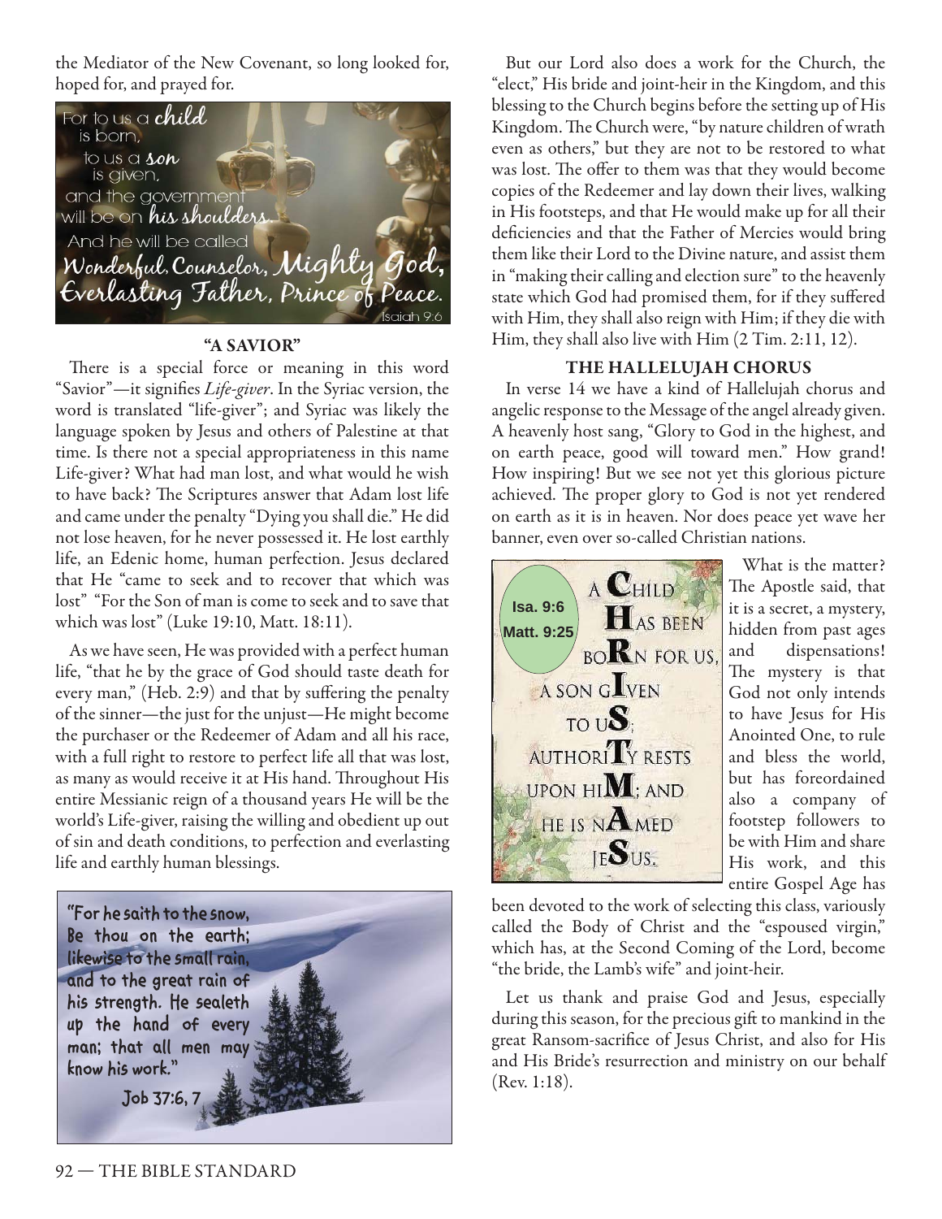the Mediator of the New Covenant, so long looked for, hoped for, and prayed for.

For to us a child is born, to us a son is given, and the government will be on his shoulders. And he will be called Wonderful, Counselor, Mighty God, Everlasting Father, Prince of Peace.
Isaiah 9:6

### "A SAVIOR"

There is a special force or meaning in this word "Savior"—it signifies *Life-giver*. In the Syriac version, the word is translated "life-giver"; and Syriac was likely the language spoken by Jesus and others of Palestine at that time. Is there not a special appropriateness in this name Life-giver? What had man lost, and what would he wish to have back? The Scriptures answer that Adam lost life and came under the penalty "Dying you shall die." He did not lose heaven, for he never possessed it. He lost earthly life, an Edenic home, human perfection. Jesus declared that He "came to seek and to recover that which was lost" "For the Son of man is come to seek and to save that which was lost" (Luke 19:10, Matt. 18:11).

As we have seen, He was provided with a perfect human life, "that he by the grace of God should taste death for every man," (Heb. 2:9) and that by suffering the penalty of the sinner—the just for the unjust—He might become the purchaser or the Redeemer of Adam and all his race, with a full right to restore to perfect life all that was lost, as many as would receive it at His hand. Throughout His entire Messianic reign of a thousand years He will be the world's Life-giver, raising the willing and obedient up out of sin and death conditions, to perfection and everlasting life and earthly human blessings.

"For he saith to the snow, Be thou on the earth; likewise to the small rain, and to the great rain of his strength. He sealeth up the hand of every man; that all men may know his work."
Job 37:6, 7

But our Lord also does a work for the Church, the "elect," His bride and joint-heir in the Kingdom, and this blessing to the Church begins before the setting up of His Kingdom. The Church were, "by nature children of wrath even as others," but they are not to be restored to what was lost. The offer to them was that they would become copies of the Redeemer and lay down their lives, walking in His footsteps, and that He would make up for all their deficiencies and that the Father of Mercies would bring them like their Lord to the Divine nature, and assist them in "making their calling and election sure" to the heavenly state which God had promised them, for if they suffered with Him, they shall also reign with Him; if they die with Him, they shall also live with Him (2 Tim. 2:11, 12).

### THE HALLELUJAH CHORUS

In verse 14 we have a kind of Hallelujah chorus and angelic response to the Message of the angel already given. A heavenly host sang, "Glory to God in the highest, and on earth peace, good will toward men." How grand! How inspiring! But we see not yet this glorious picture achieved. The proper glory to God is not yet rendered on earth as it is in heaven. Nor does peace yet wave her banner, even over so-called Christian nations.

Isa. 9:6
Matt. 9:25

A CHILD HAS BEEN BORN FOR US, A SON GIVEN TO US; AUTHORITY RESTS UPON HIM; AND HE IS NAMED JESUS.

What is the matter? The Apostle said, that it is a secret, a mystery, hidden from past ages and dispensations! The mystery is that God not only intends to have Jesus for His Anointed One, to rule and bless the world, but has foreordained also a company of footstep followers to be with Him and share His work, and this entire Gospel Age has been devoted to the work of selecting this class, variously called the Body of Christ and the "espoused virgin," which has, at the Second Coming of the Lord, become "the bride, the Lamb's wife" and joint-heir.

Let us thank and praise God and Jesus, especially during this season, for the precious gift to mankind in the great Ransom-sacrifice of Jesus Christ, and also for His and His Bride's resurrection and ministry on our behalf (Rev. 1:18).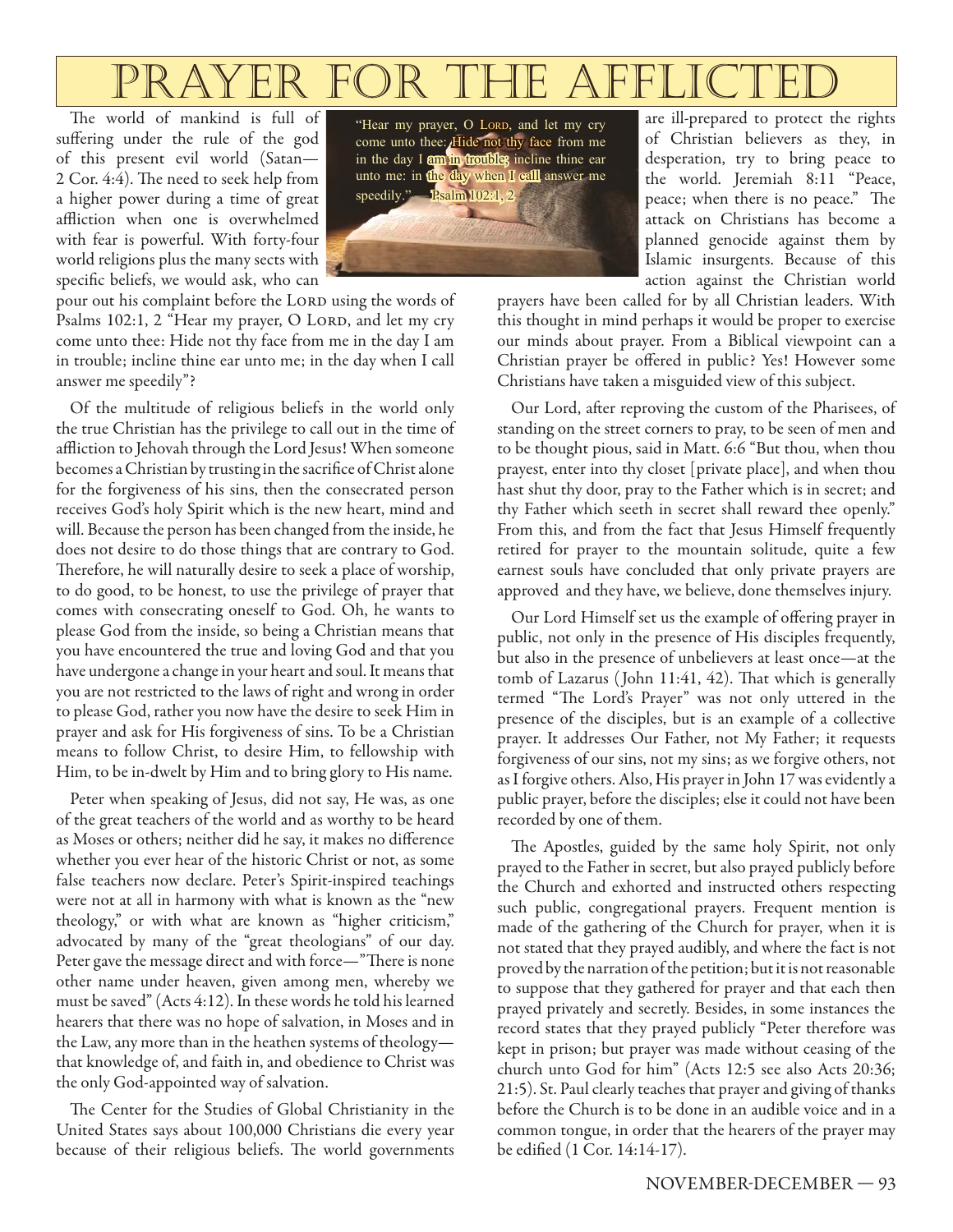# PRAYER FOR THE AFFLICTED

"Hear my prayer, O LORD, and let my cry come unto thee: Hide not thy face from me in the day I am in trouble; incline thine ear unto me: in the day when I call answer me speedily." —Psalm 102:1, 2

The world of mankind is full of suffering under the rule of the god of this present evil world (Satan—2 Cor. 4:4). The need to seek help from a higher power during a time of great affliction when one is overwhelmed with fear is powerful. With forty-four world religions plus the many sects with specific beliefs, we would ask, who can pour out his complaint before the LORD using the words of Psalms 102:1, 2 "Hear my prayer, O LORD, and let my cry come unto thee: Hide not thy face from me in the day I am in trouble; incline thine ear unto me; in the day when I call answer me speedily"?

Of the multitude of religious beliefs in the world only the true Christian has the privilege to call out in the time of affliction to Jehovah through the Lord Jesus! When someone becomes a Christian by trusting in the sacrifice of Christ alone for the forgiveness of his sins, then the consecrated person receives God's holy Spirit which is the new heart, mind and will. Because the person has been changed from the inside, he does not desire to do those things that are contrary to God. Therefore, he will naturally desire to seek a place of worship, to do good, to be honest, to use the privilege of prayer that comes with consecrating oneself to God. Oh, he wants to please God from the inside, so being a Christian means that you have encountered the true and loving God and that you have undergone a change in your heart and soul. It means that you are not restricted to the laws of right and wrong in order to please God, rather you now have the desire to seek Him in prayer and ask for His forgiveness of sins. To be a Christian means to follow Christ, to desire Him, to fellowship with Him, to be in-dwelt by Him and to bring glory to His name.

Peter when speaking of Jesus, did not say, He was, as one of the great teachers of the world and as worthy to be heard as Moses or others; neither did he say, it makes no difference whether you ever hear of the historic Christ or not, as some false teachers now declare. Peter's Spirit-inspired teachings were not at all in harmony with what is known as the "new theology," or with what are known as "higher criticism," advocated by many of the "great theologians" of our day. Peter gave the message direct and with force—"There is none other name under heaven, given among men, whereby we must be saved" (Acts 4:12). In these words he told his learned hearers that there was no hope of salvation, in Moses and in the Law, any more than in the heathen systems of theology—that knowledge of, and faith in, and obedience to Christ was the only God-appointed way of salvation.

The Center for the Studies of Global Christianity in the United States says about 100,000 Christians die every year because of their religious beliefs. The world governments are ill-prepared to protect the rights of Christian believers as they, in desperation, try to bring peace to the world. Jeremiah 8:11 "Peace, peace; when there is no peace." The attack on Christians has become a planned genocide against them by Islamic insurgents. Because of this action against the Christian world prayers have been called for by all Christian leaders. With this thought in mind perhaps it would be proper to exercise our minds about prayer. From a Biblical viewpoint can a Christian prayer be offered in public? Yes! However some Christians have taken a misguided view of this subject.

Our Lord, after reproving the custom of the Pharisees, of standing on the street corners to pray, to be seen of men and to be thought pious, said in Matt. 6:6 "But thou, when thou prayest, enter into thy closet [private place], and when thou hast shut thy door, pray to the Father which is in secret; and thy Father which seeth in secret shall reward thee openly." From this, and from the fact that Jesus Himself frequently retired for prayer to the mountain solitude, quite a few earnest souls have concluded that only private prayers are approved and they have, we believe, done themselves injury.

Our Lord Himself set us the example of offering prayer in public, not only in the presence of His disciples frequently, but also in the presence of unbelievers at least once—at the tomb of Lazarus (John 11:41, 42). That which is generally termed "The Lord's Prayer" was not only uttered in the presence of the disciples, but is an example of a collective prayer. It addresses Our Father, not My Father; it requests forgiveness of our sins, not my sins; as we forgive others, not as I forgive others. Also, His prayer in John 17 was evidently a public prayer, before the disciples; else it could not have been recorded by one of them.

The Apostles, guided by the same holy Spirit, not only prayed to the Father in secret, but also prayed publicly before the Church and exhorted and instructed others respecting such public, congregational prayers. Frequent mention is made of the gathering of the Church for prayer, when it is not stated that they prayed audibly, and where the fact is not proved by the narration of the petition; but it is not reasonable to suppose that they gathered for prayer and that each then prayed privately and secretly. Besides, in some instances the record states that they prayed publicly "Peter therefore was kept in prison; but prayer was made without ceasing of the church unto God for him" (Acts 12:5 see also Acts 20:36; 21:5). St. Paul clearly teaches that prayer and giving of thanks before the Church is to be done in an audible voice and in a common tongue, in order that the hearers of the prayer may be edified (1 Cor. 14:14-17).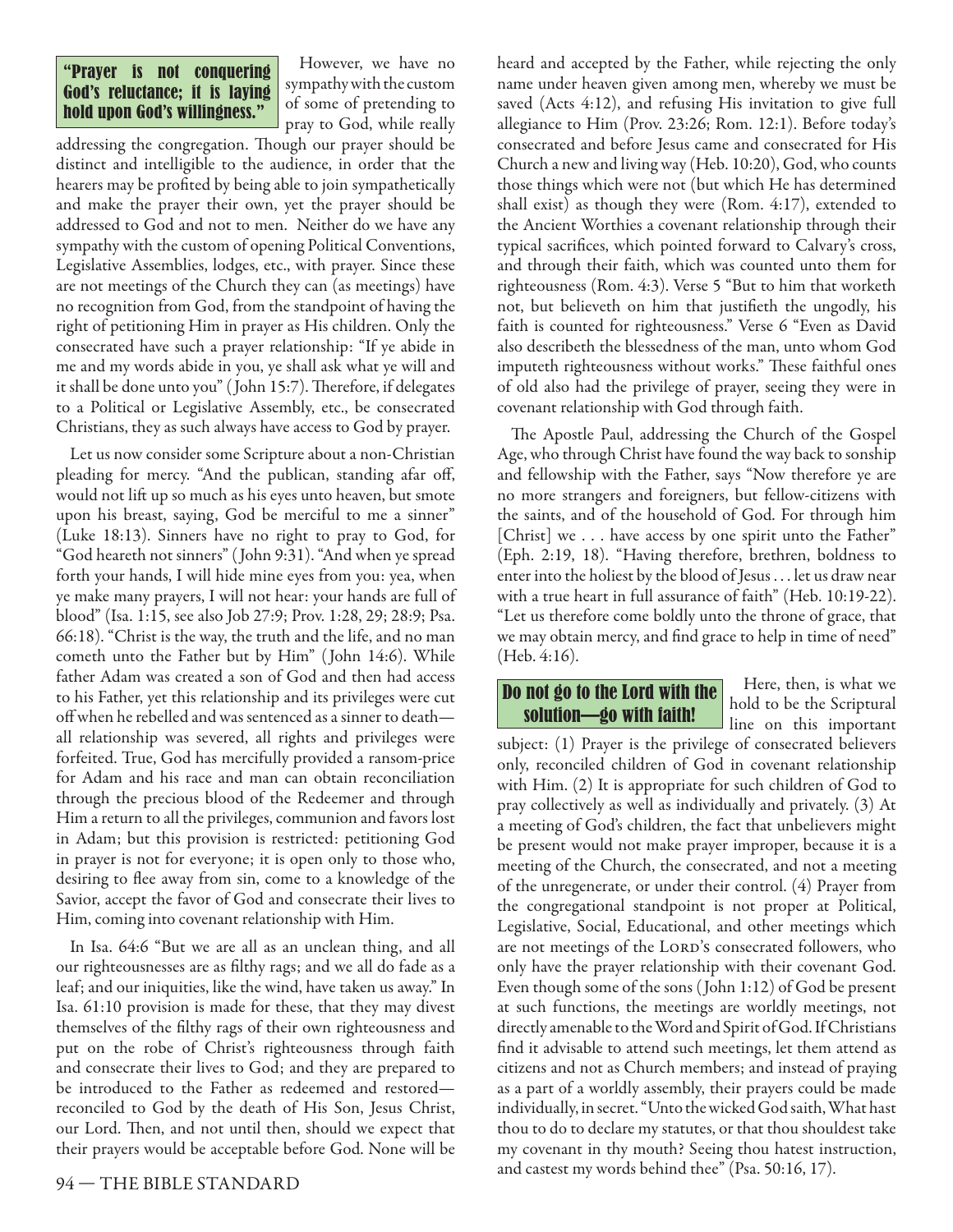**"Prayer is not conquering God's reluctance; it is laying hold upon God's willingness."**

However, we have no sympathy with the custom of some of pretending to pray to God, while really addressing the congregation. Though our prayer should be distinct and intelligible to the audience, in order that the hearers may be profited by being able to join sympathetically and make the prayer their own, yet the prayer should be addressed to God and not to men. Neither do we have any sympathy with the custom of opening Political Conventions, Legislative Assemblies, lodges, etc., with prayer. Since these are not meetings of the Church they can (as meetings) have no recognition from God, from the standpoint of having the right of petitioning Him in prayer as His children. Only the consecrated have such a prayer relationship: "If ye abide in me and my words abide in you, ye shall ask what ye will and it shall be done unto you" (John 15:7). Therefore, if delegates to a Political or Legislative Assembly, etc., be consecrated Christians, they as such always have access to God by prayer.

Let us now consider some Scripture about a non-Christian pleading for mercy. "And the publican, standing afar off, would not lift up so much as his eyes unto heaven, but smote upon his breast, saying, God be merciful to me a sinner" (Luke 18:13). Sinners have no right to pray to God, for "God heareth not sinners" (John 9:31). "And when ye spread forth your hands, I will hide mine eyes from you: yea, when ye make many prayers, I will not hear: your hands are full of blood" (Isa. 1:15, see also Job 27:9; Prov. 1:28, 29; 28:9; Psa. 66:18). "Christ is the way, the truth and the life, and no man cometh unto the Father but by Him" (John 14:6). While father Adam was created a son of God and then had access to his Father, yet this relationship and its privileges were cut off when he rebelled and was sentenced as a sinner to death—all relationship was severed, all rights and privileges were forfeited. True, God has mercifully provided a ransom-price for Adam and his race and man can obtain reconciliation through the precious blood of the Redeemer and through Him a return to all the privileges, communion and favors lost in Adam; but this provision is restricted: petitioning God in prayer is not for everyone; it is open only to those who, desiring to flee away from sin, come to a knowledge of the Savior, accept the favor of God and consecrate their lives to Him, coming into covenant relationship with Him.

In Isa. 64:6 "But we are all as an unclean thing, and all our righteousnesses are as filthy rags; and we all do fade as a leaf; and our iniquities, like the wind, have taken us away." In Isa. 61:10 provision is made for these, that they may divest themselves of the filthy rags of their own righteousness and put on the robe of Christ's righteousness through faith and consecrate their lives to God; and they are prepared to be introduced to the Father as redeemed and restored—reconciled to God by the death of His Son, Jesus Christ, our Lord. Then, and not until then, should we expect that their prayers would be acceptable before God. None will be heard and accepted by the Father, while rejecting the only name under heaven given among men, whereby we must be saved (Acts 4:12), and refusing His invitation to give full allegiance to Him (Prov. 23:26; Rom. 12:1). Before today's consecrated and before Jesus came and consecrated for His Church a new and living way (Heb. 10:20), God, who counts those things which were not (but which He has determined shall exist) as though they were (Rom. 4:17), extended to the Ancient Worthies a covenant relationship through their typical sacrifices, which pointed forward to Calvary's cross, and through their faith, which was counted unto them for righteousness (Rom. 4:3). Verse 5 "But to him that worketh not, but believeth on him that justifieth the ungodly, his faith is counted for righteousness." Verse 6 "Even as David also describeth the blessedness of the man, unto whom God imputeth righteousness without works." These faithful ones of old also had the privilege of prayer, seeing they were in covenant relationship with God through faith.

The Apostle Paul, addressing the Church of the Gospel Age, who through Christ have found the way back to sonship and fellowship with the Father, says "Now therefore ye are no more strangers and foreigners, but fellow-citizens with the saints, and of the household of God. For through him [Christ] we . . . have access by one spirit unto the Father" (Eph. 2:19, 18). "Having therefore, brethren, boldness to enter into the holiest by the blood of Jesus . . . let us draw near with a true heart in full assurance of faith" (Heb. 10:19-22). "Let us therefore come boldly unto the throne of grace, that we may obtain mercy, and find grace to help in time of need" (Heb. 4:16).

**Do not go to the Lord with the solution—go with faith!**

Here, then, is what we hold to be the Scriptural line on this important subject: (1) Prayer is the privilege of consecrated believers only, reconciled children of God in covenant relationship with Him. (2) It is appropriate for such children of God to pray collectively as well as individually and privately. (3) At a meeting of God's children, the fact that unbelievers might be present would not make prayer improper, because it is a meeting of the Church, the consecrated, and not a meeting of the unregenerate, or under their control. (4) Prayer from the congregational standpoint is not proper at Political, Legislative, Social, Educational, and other meetings which are not meetings of the LORD'S consecrated followers, who only have the prayer relationship with their covenant God. Even though some of the sons (John 1:12) of God be present at such functions, the meetings are worldly meetings, not directly amenable to the Word and Spirit of God. If Christians find it advisable to attend such meetings, let them attend as citizens and not as Church members; and instead of praying as a part of a worldly assembly, their prayers could be made individually, in secret. "Unto the wicked God saith, What hast thou to do to declare my statutes, or that thou shouldest take my covenant in thy mouth? Seeing thou hatest instruction, and castest my words behind thee" (Psa. 50:16, 17).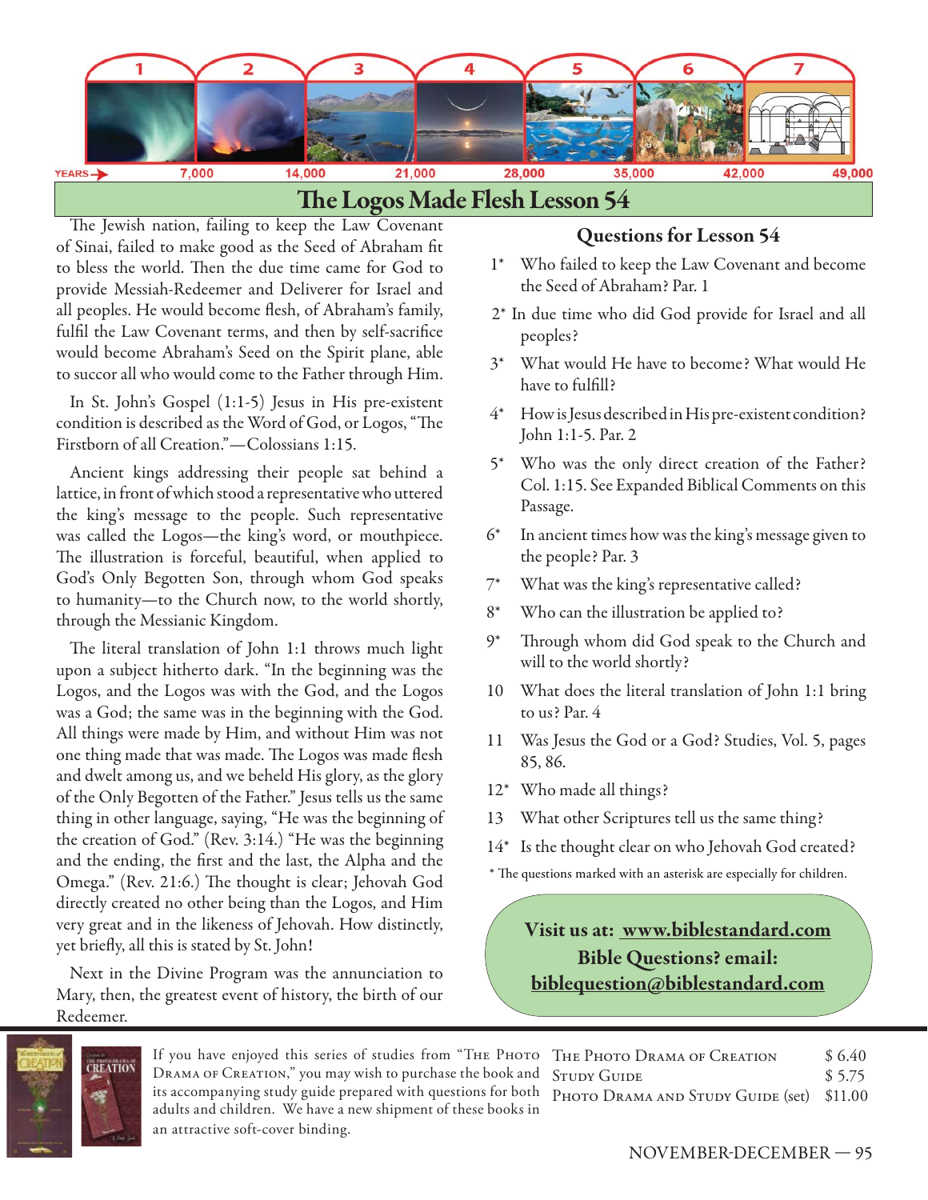| 1 | 2 | 3 | 4 | 5 | 6 | 7 |
|---|---|---|---|---|---|---|

YEARS → 7,000 14,000 21,000 28,000 35,000 42,000 49,000

# The Logos Made Flesh Lesson 54

The Jewish nation, failing to keep the Law Covenant of Sinai, failed to make good as the Seed of Abraham fit to bless the world. Then the due time came for God to provide Messiah-Redeemer and Deliverer for Israel and all peoples. He would become flesh, of Abraham's family, fulfil the Law Covenant terms, and then by self-sacrifice would become Abraham's Seed on the Spirit plane, able to succor all who would come to the Father through Him.

In St. John's Gospel (1:1-5) Jesus in His pre-existent condition is described as the Word of God, or Logos, "The Firstborn of all Creation."—Colossians 1:15.

Ancient kings addressing their people sat behind a lattice, in front of which stood a representative who uttered the king's message to the people. Such representative was called the Logos—the king's word, or mouthpiece. The illustration is forceful, beautiful, when applied to God's Only Begotten Son, through whom God speaks to humanity—to the Church now, to the world shortly, through the Messianic Kingdom.

The literal translation of John 1:1 throws much light upon a subject hitherto dark. "In the beginning was the Logos, and the Logos was with the God, and the Logos was a God; the same was in the beginning with the God. All things were made by Him, and without Him was not one thing made that was made. The Logos was made flesh and dwelt among us, and we beheld His glory, as the glory of the Only Begotten of the Father." Jesus tells us the same thing in other language, saying, "He was the beginning of the creation of God." (Rev. 3:14.) "He was the beginning and the ending, the first and the last, the Alpha and the Omega." (Rev. 21:6.) The thought is clear; Jehovah God directly created no other being than the Logos, and Him very great and in the likeness of Jehovah. How distinctly, yet briefly, all this is stated by St. John!

Next in the Divine Program was the annunciation to Mary, then, the greatest event of history, the birth of our Redeemer.

## Questions for Lesson 54

1* Who failed to keep the Law Covenant and become the Seed of Abraham? Par. 1

2* In due time who did God provide for Israel and all peoples?

3* What would He have to become? What would He have to fulfill?

4* How is Jesus described in His pre-existent condition? John 1:1-5. Par. 2

5* Who was the only direct creation of the Father? Col. 1:15. See Expanded Biblical Comments on this Passage.

6* In ancient times how was the king's message given to the people? Par. 3

7* What was the king's representative called?

8* Who can the illustration be applied to?

9* Through whom did God speak to the Church and will to the world shortly?

10 What does the literal translation of John 1:1 bring to us? Par. 4

11 Was Jesus the God or a God? Studies, Vol. 5, pages 85, 86.

12* Who made all things?

13 What other Scriptures tell us the same thing?

14* Is the thought clear on who Jehovah God created?

\* The questions marked with an asterisk are especially for children.

**Visit us at: www.biblestandard.com**
**Bible Questions? email: biblequestion@biblestandard.com**

If you have enjoyed this series of studies from "The Photo Drama of Creation," you may wish to purchase the book and its accompanying study guide prepared with questions for both adults and children. We have a new shipment of these books in an attractive soft-cover binding.

| | |
|---|---|
| The Photo Drama of Creation | $ 6.40 |
| Study Guide | $ 5.75 |
| Photo Drama and Study Guide (set) | $11.00 |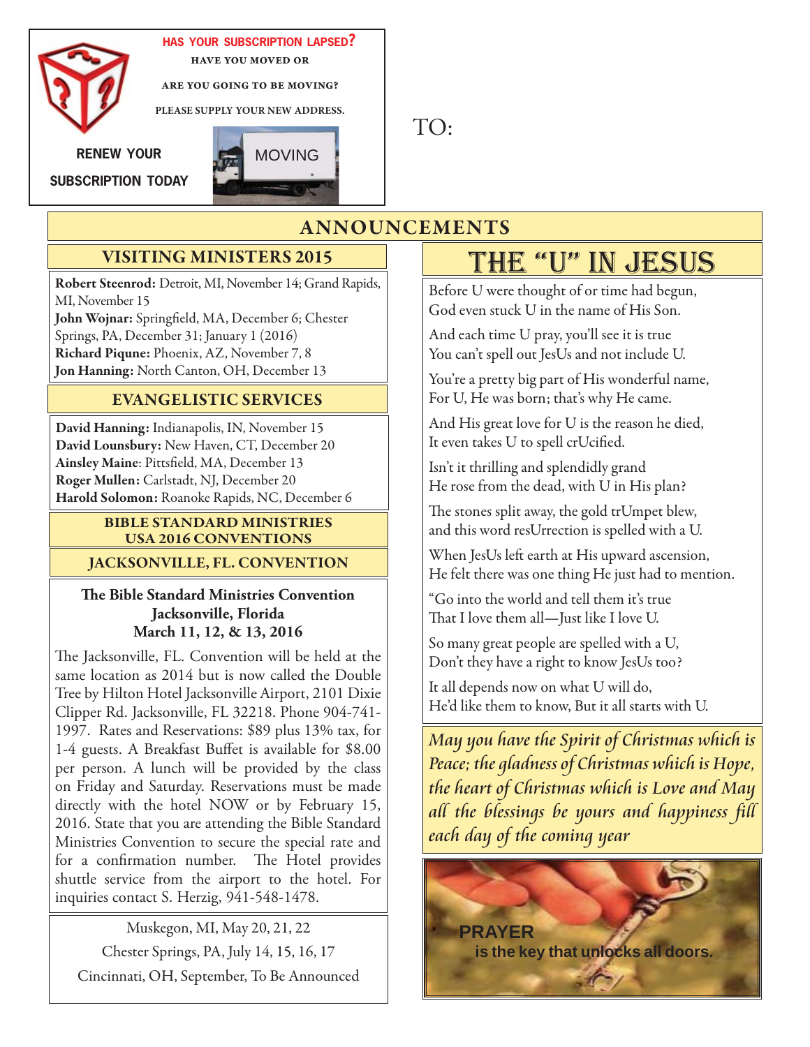**HAS YOUR SUBSCRIPTION LAPSED?**

HAVE YOU MOVED OR

ARE YOU GOING TO BE MOVING?

PLEASE SUPPLY YOUR NEW ADDRESS.

**RENEW YOUR SUBSCRIPTION TODAY**

MOVING

TO:

# ANNOUNCEMENTS

## VISITING MINISTERS 2015

**Robert Steenrod:** Detroit, MI, November 14; Grand Rapids, MI, November 15
**John Wojnar:** Springfield, MA, December 6; Chester Springs, PA, December 31; January 1 (2016)
**Richard Pique:** Phoenix, AZ, November 7, 8
**Jon Hanning:** North Canton, OH, December 13

## EVANGELISTIC SERVICES

**David Hanning:** Indianapolis, IN, November 15
**David Lounsbury:** New Haven, CT, December 20
**Ainsley Maine**: Pittsfield, MA, December 13
**Roger Mullen:** Carlstadt, NJ, December 20
**Harold Solomon:** Roanoke Rapids, NC, December 6

## BIBLE STANDARD MINISTRIES USA 2016 CONVENTIONS

## JACKSONVILLE, FL. CONVENTION

**The Bible Standard Ministries Convention**
**Jacksonville, Florida**
**March 11, 12, & 13, 2016**

The Jacksonville, FL. Convention will be held at the same location as 2014 but is now called the Double Tree by Hilton Hotel Jacksonville Airport, 2101 Dixie Clipper Rd. Jacksonville, FL 32218. Phone 904-741-1997. Rates and Reservations: $89 plus 13% tax, for 1-4 guests. A Breakfast Buffet is available for $8.00 per person. A lunch will be provided by the class on Friday and Saturday. Reservations must be made directly with the hotel NOW or by February 15, 2016. State that you are attending the Bible Standard Ministries Convention to secure the special rate and for a confirmation number. The Hotel provides shuttle service from the airport to the hotel. For inquiries contact S. Herzig, 941-548-1478.

Muskegon, MI, May 20, 21, 22
Chester Springs, PA, July 14, 15, 16, 17
Cincinnati, OH, September, To Be Announced

## THE "U" IN JESUS

Before U were thought of or time had begun,
God even stuck U in the name of His Son.

And each time U pray, you'll see it is true
You can't spell out JesUs and not include U.

You're a pretty big part of His wonderful name,
For U, He was born; that's why He came.

And His great love for U is the reason he died,
It even takes U to spell crUcified.

Isn't it thrilling and splendidly grand
He rose from the dead, with U in His plan?

The stones split away, the gold trUmpet blew,
and this word resUrrection is spelled with a U.

When JesUs left earth at His upward ascension,
He felt there was one thing He just had to mention.

"Go into the world and tell them it's true
That I love them all—Just like I love U.

So many great people are spelled with a U,
Don't they have a right to know JesUs too?

It all depends now on what U will do,
He'd like them to know, But it all starts with U.

*May you have the Spirit of Christmas which is Peace; the gladness of Christmas which is Hope, the heart of Christmas which is Love and May all the blessings be yours and happiness fill each day of the coming year*

**PRAYER is the key that unlocks all doors.**